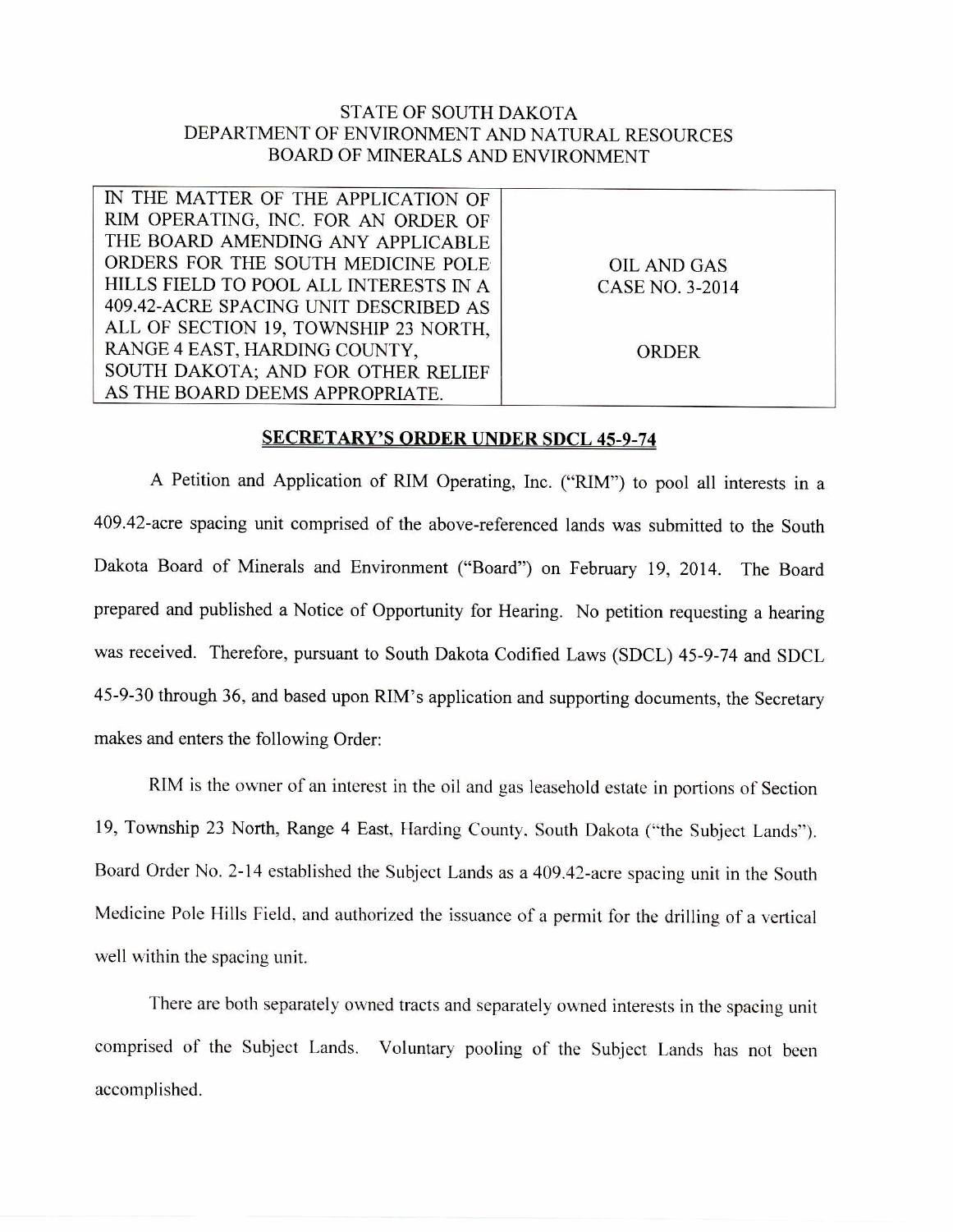STATE OF SOUTH DAKOTA
DEPARTMENT OF ENVIRONMENT AND NATURAL RESOURCES
BOARD OF MINERALS AND ENVIRONMENT

| IN THE MATTER OF THE APPLICATION OF RIM OPERATING, INC. FOR AN ORDER OF THE BOARD AMENDING ANY APPLICABLE ORDERS FOR THE SOUTH MEDICINE POLE HILLS FIELD TO POOL ALL INTERESTS IN A 409.42-ACRE SPACING UNIT DESCRIBED AS ALL OF SECTION 19, TOWNSHIP 23 NORTH, RANGE 4 EAST, HARDING COUNTY, SOUTH DAKOTA; AND FOR OTHER RELIEF AS THE BOARD DEEMS APPROPRIATE. | OIL AND GAS CASE NO. 3-2014<br><br>ORDER |
|---|---|

## SECRETARY'S ORDER UNDER SDCL 45-9-74

A Petition and Application of RIM Operating, Inc. ("RIM") to pool all interests in a 409.42-acre spacing unit comprised of the above-referenced lands was submitted to the South Dakota Board of Minerals and Environment ("Board") on February 19, 2014. The Board prepared and published a Notice of Opportunity for Hearing. No petition requesting a hearing was received. Therefore, pursuant to South Dakota Codified Laws (SDCL) 45-9-74 and SDCL 45-9-30 through 36, and based upon RIM's application and supporting documents, the Secretary makes and enters the following Order:

RIM is the owner of an interest in the oil and gas leasehold estate in portions of Section 19, Township 23 North, Range 4 East, Harding County, South Dakota ("the Subject Lands"). Board Order No. 2-14 established the Subject Lands as a 409.42-acre spacing unit in the South Medicine Pole Hills Field, and authorized the issuance of a permit for the drilling of a vertical well within the spacing unit.

There are both separately owned tracts and separately owned interests in the spacing unit comprised of the Subject Lands. Voluntary pooling of the Subject Lands has not been accomplished.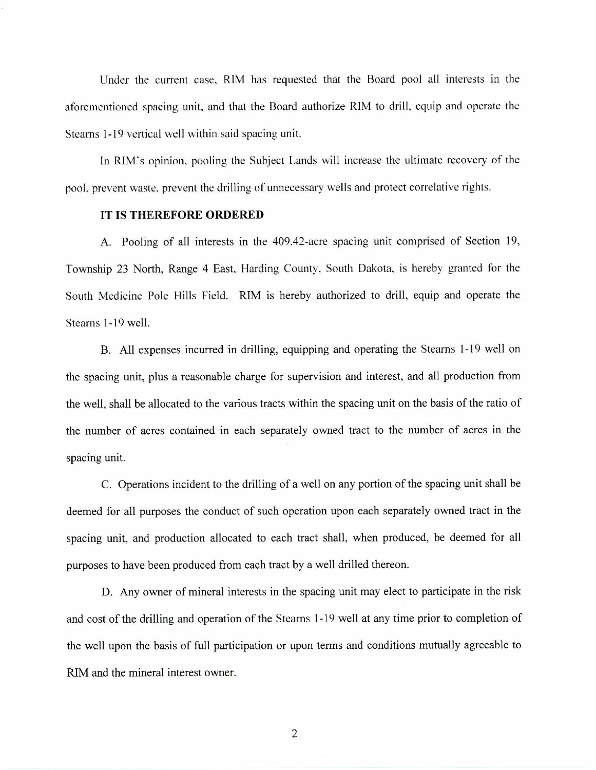Under the current case, RIM has requested that the Board pool all interests in the aforementioned spacing unit, and that the Board authorize RIM to drill, equip and operate the Stearns 1-19 vertical well within said spacing unit.

In RIM's opinion, pooling the Subject Lands will increase the ultimate recovery of the pool, prevent waste, prevent the drilling of unnecessary wells and protect correlative rights.

**IT IS THEREFORE ORDERED**

A. Pooling of all interests in the 409.42-acre spacing unit comprised of Section 19, Township 23 North, Range 4 East, Harding County, South Dakota, is hereby granted for the South Medicine Pole Hills Field. RIM is hereby authorized to drill, equip and operate the Stearns 1-19 well.

B. All expenses incurred in drilling, equipping and operating the Stearns 1-19 well on the spacing unit, plus a reasonable charge for supervision and interest, and all production from the well, shall be allocated to the various tracts within the spacing unit on the basis of the ratio of the number of acres contained in each separately owned tract to the number of acres in the spacing unit.

C. Operations incident to the drilling of a well on any portion of the spacing unit shall be deemed for all purposes the conduct of such operation upon each separately owned tract in the spacing unit, and production allocated to each tract shall, when produced, be deemed for all purposes to have been produced from each tract by a well drilled thereon.

D. Any owner of mineral interests in the spacing unit may elect to participate in the risk and cost of the drilling and operation of the Stearns 1-19 well at any time prior to completion of the well upon the basis of full participation or upon terms and conditions mutually agreeable to RIM and the mineral interest owner.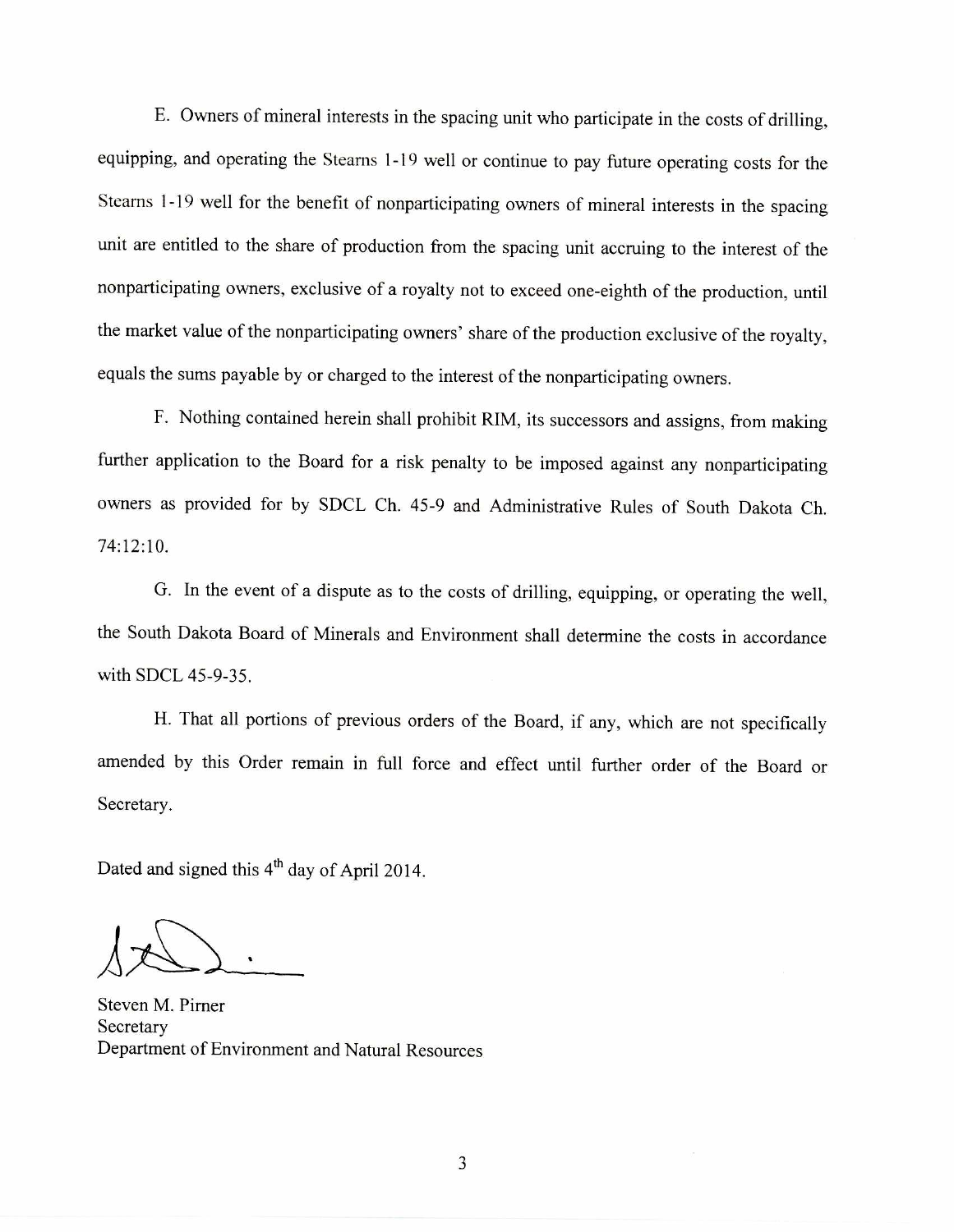E. Owners of mineral interests in the spacing unit who participate in the costs of drilling, equipping, and operating the Stearns 1-19 well or continue to pay future operating costs for the Stearns 1-19 well for the benefit of nonparticipating owners of mineral interests in the spacing unit are entitled to the share of production from the spacing unit accruing to the interest of the nonparticipating owners, exclusive of a royalty not to exceed one-eighth of the production, until the market value of the nonparticipating owners' share of the production exclusive of the royalty, equals the sums payable by or charged to the interest of the nonparticipating owners.

F. Nothing contained herein shall prohibit RIM, its successors and assigns, from making further application to the Board for a risk penalty to be imposed against any nonparticipating owners as provided for by SDCL Ch. 45-9 and Administrative Rules of South Dakota Ch. 74:12:10.

G. In the event of a dispute as to the costs of drilling, equipping, or operating the well, the South Dakota Board of Minerals and Environment shall determine the costs in accordance with SDCL 45-9-35.

H. That all portions of previous orders of the Board, if any, which are not specifically amended by this Order remain in full force and effect until further order of the Board or Secretary.

Dated and signed this 4th day of April 2014.

Steven M. Pirner
Secretary
Department of Environment and Natural Resources